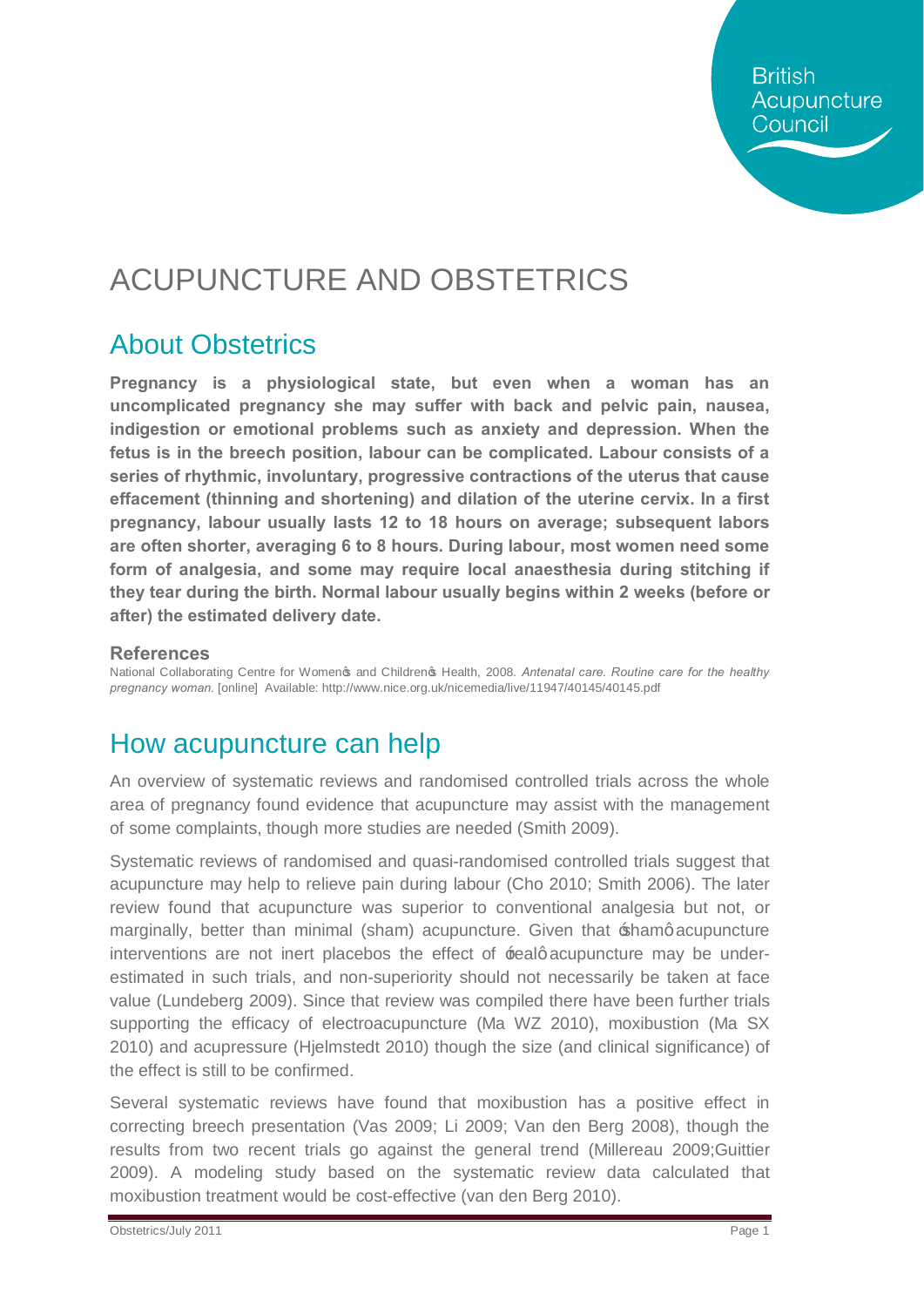British Acupuncture Council

# ACUPUNCTURE AND OBSTETRICS

## About Obstetrics

**Pregnancy is a physiological state, but even when a woman has an uncomplicated pregnancy she may suffer with back and pelvic pain, nausea, indigestion or emotional problems such as anxiety and depression. When the fetus is in the breech position, labour can be complicated. Labour consists of a series of rhythmic, involuntary, progressive contractions of the uterus that cause effacement (thinning and shortening) and dilation of the uterine cervix. In a first pregnancy, labour usually lasts 12 to 18 hours on average; subsequent labors are often shorter, averaging 6 to 8 hours. During labour, most women need some form of analgesia, and some may require local anaesthesia during stitching if they tear during the birth. Normal labour usually begins within 2 weeks (before or after) the estimated delivery date.**

### References

National Collaborating Centre for Women's and Children's Health, 2008. *Antenatal care. Routine care for the healthy pregnancy woman.* [online] Available: http://www.nice.org.uk/nicemedia/live/11947/40145/40145.pdf

## How acupuncture can help

An overview of systematic reviews and randomised controlled trials across the whole area of pregnancy found evidence that acupuncture may assist with the management of some complaints, though more studies are needed (Smith 2009).

Systematic reviews of randomised and quasi-randomised controlled trials suggest that acupuncture may help to relieve pain during labour (Cho 2010; Smith 2006). The later review found that acupuncture was superior to conventional analgesia but not, or marginally, better than minimal (sham) acupuncture. Given that 'sham' acupuncture interventions are not inert placebos the effect of 'real' acupuncture may be under-estimated in such trials, and non-superiority should not necessarily be taken at face value (Lundeberg 2009). Since that review was compiled there have been further trials supporting the efficacy of electroacupuncture (Ma WZ 2010), moxibustion (Ma SX 2010) and acupressure (Hjelmstedt 2010) though the size (and clinical significance) of the effect is still to be confirmed.

Several systematic reviews have found that moxibustion has a positive effect in correcting breech presentation (Vas 2009; Li 2009; Van den Berg 2008), though the results from two recent trials go against the general trend (Millereau 2009;Guittier 2009). A modeling study based on the systematic review data calculated that moxibustion treatment would be cost-effective (van den Berg 2010).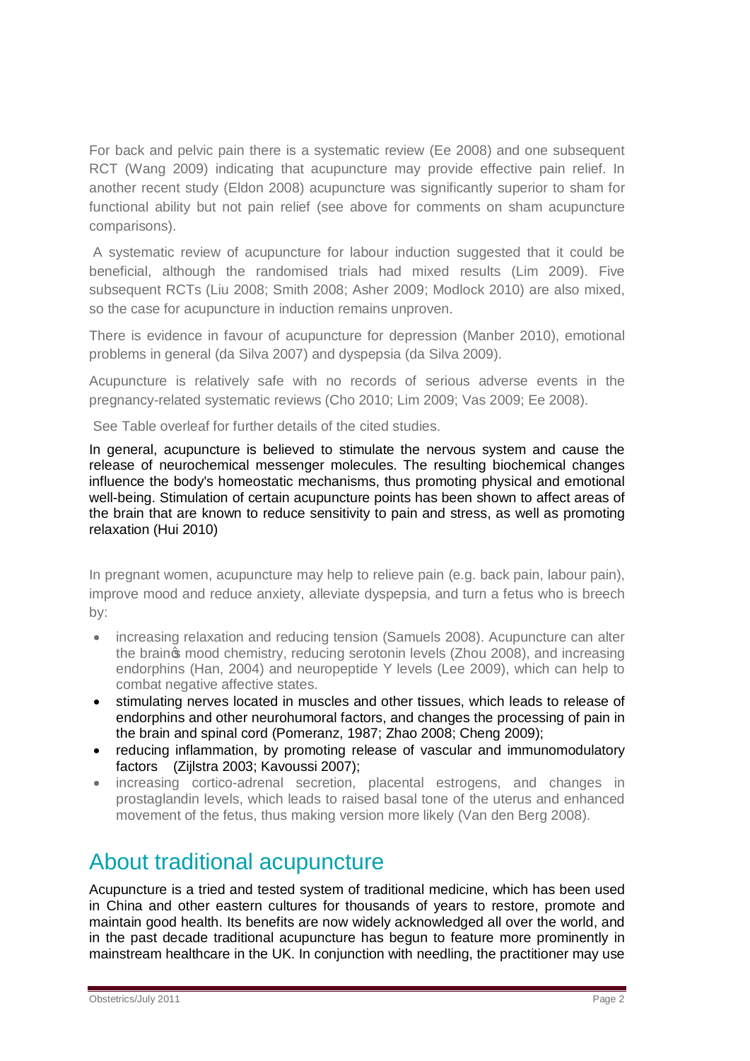For back and pelvic pain there is a systematic review (Ee 2008) and one subsequent RCT (Wang 2009) indicating that acupuncture may provide effective pain relief. In another recent study (Eldon 2008) acupuncture was significantly superior to sham for functional ability but not pain relief (see above for comments on sham acupuncture comparisons).

A systematic review of acupuncture for labour induction suggested that it could be beneficial, although the randomised trials had mixed results (Lim 2009). Five subsequent RCTs (Liu 2008; Smith 2008; Asher 2009; Modlock 2010) are also mixed, so the case for acupuncture in induction remains unproven.

There is evidence in favour of acupuncture for depression (Manber 2010), emotional problems in general (da Silva 2007) and dyspepsia (da Silva 2009).

Acupuncture is relatively safe with no records of serious adverse events in the pregnancy-related systematic reviews (Cho 2010; Lim 2009; Vas 2009; Ee 2008).

See Table overleaf for further details of the cited studies.

In general, acupuncture is believed to stimulate the nervous system and cause the release of neurochemical messenger molecules. The resulting biochemical changes influence the body's homeostatic mechanisms, thus promoting physical and emotional well-being. Stimulation of certain acupuncture points has been shown to affect areas of the brain that are known to reduce sensitivity to pain and stress, as well as promoting relaxation (Hui 2010)

In pregnant women, acupuncture may help to relieve pain (e.g. back pain, labour pain), improve mood and reduce anxiety, alleviate dyspepsia, and turn a fetus who is breech by:

- increasing relaxation and reducing tension (Samuels 2008). Acupuncture can alter the brain's mood chemistry, reducing serotonin levels (Zhou 2008), and increasing endorphins (Han, 2004) and neuropeptide Y levels (Lee 2009), which can help to combat negative affective states.
- stimulating nerves located in muscles and other tissues, which leads to release of endorphins and other neurohumoral factors, and changes the processing of pain in the brain and spinal cord (Pomeranz, 1987; Zhao 2008; Cheng 2009);
- reducing inflammation, by promoting release of vascular and immunomodulatory factors (Zijlstra 2003; Kavoussi 2007);
- increasing cortico-adrenal secretion, placental estrogens, and changes in prostaglandin levels, which leads to raised basal tone of the uterus and enhanced movement of the fetus, thus making version more likely (Van den Berg 2008).

## About traditional acupuncture

Acupuncture is a tried and tested system of traditional medicine, which has been used in China and other eastern cultures for thousands of years to restore, promote and maintain good health. Its benefits are now widely acknowledged all over the world, and in the past decade traditional acupuncture has begun to feature more prominently in mainstream healthcare in the UK. In conjunction with needling, the practitioner may use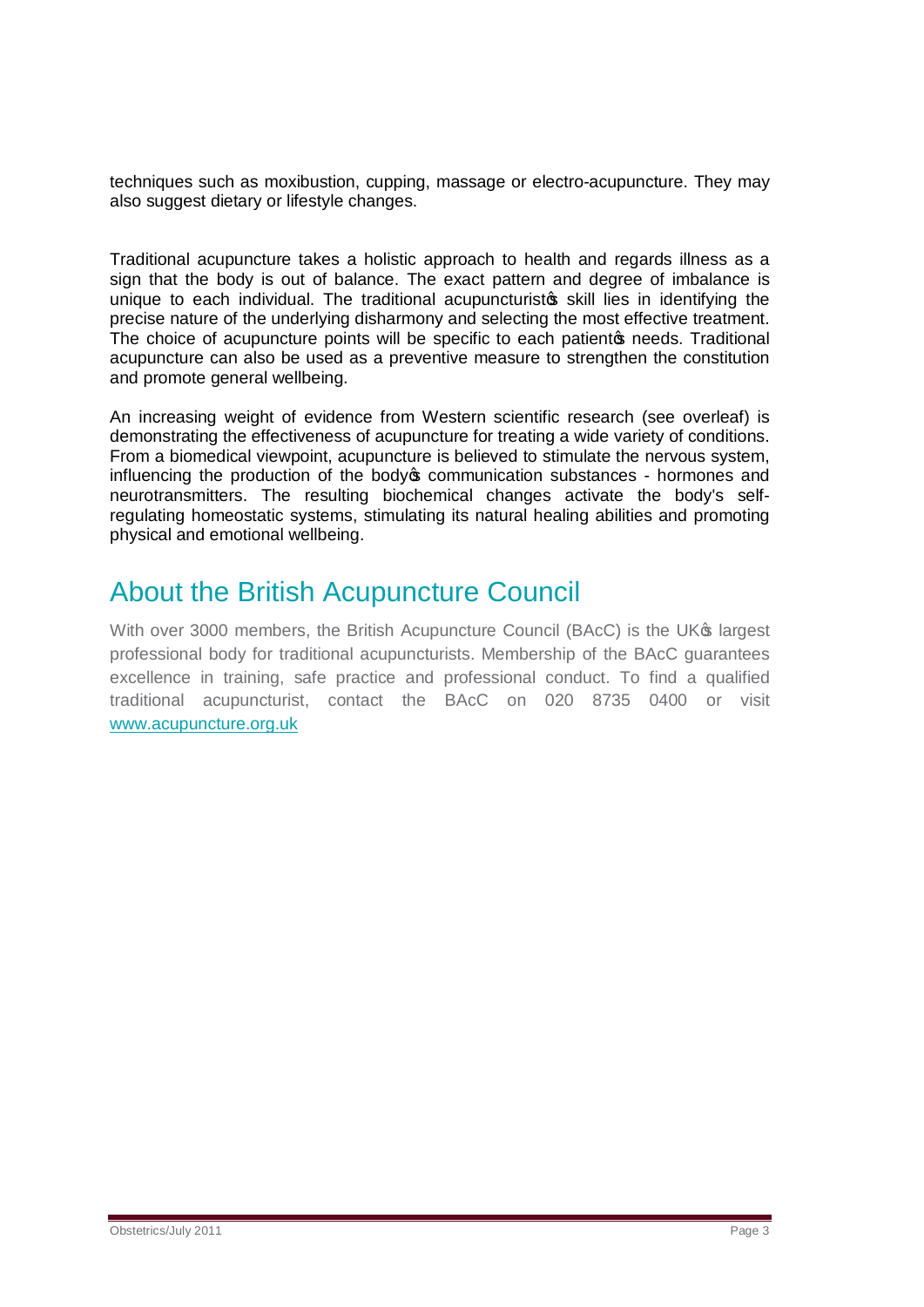techniques such as moxibustion, cupping, massage or electro-acupuncture. They may also suggest dietary or lifestyle changes.

Traditional acupuncture takes a holistic approach to health and regards illness as a sign that the body is out of balance. The exact pattern and degree of imbalance is unique to each individual. The traditional acupuncturist's skill lies in identifying the precise nature of the underlying disharmony and selecting the most effective treatment. The choice of acupuncture points will be specific to each patient's needs. Traditional acupuncture can also be used as a preventive measure to strengthen the constitution and promote general wellbeing.

An increasing weight of evidence from Western scientific research (see overleaf) is demonstrating the effectiveness of acupuncture for treating a wide variety of conditions. From a biomedical viewpoint, acupuncture is believed to stimulate the nervous system, influencing the production of the body's communication substances - hormones and neurotransmitters. The resulting biochemical changes activate the body's self-regulating homeostatic systems, stimulating its natural healing abilities and promoting physical and emotional wellbeing.

## About the British Acupuncture Council

With over 3000 members, the British Acupuncture Council (BAcC) is the UK's largest professional body for traditional acupuncturists. Membership of the BAcC guarantees excellence in training, safe practice and professional conduct. To find a qualified traditional acupuncturist, contact the BAcC on 020 8735 0400 or visit www.acupuncture.org.uk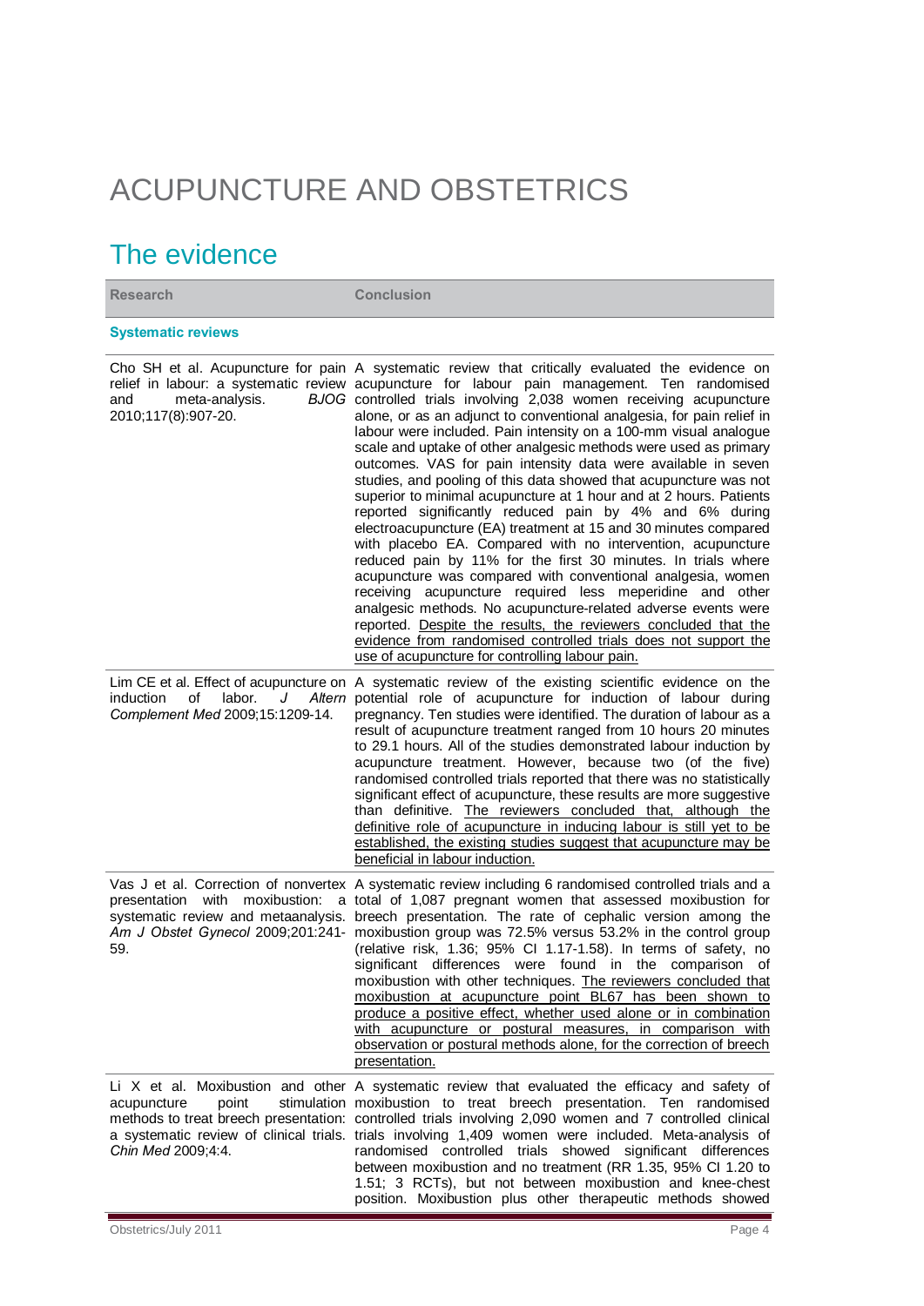# ACUPUNCTURE AND OBSTETRICS

## The evidence

| Research | Conclusion |
|---|---|
| **Systematic reviews** | |
| Cho SH et al. Acupuncture for pain relief in labour: a systematic review and meta-analysis. *BJOG* 2010;117(8):907-20. | A systematic review that critically evaluated the evidence on acupuncture for labour pain management. Ten randomised controlled trials involving 2,038 women receiving acupuncture alone, or as an adjunct to conventional analgesia, for pain relief in labour were included. Pain intensity on a 100-mm visual analogue scale and uptake of other analgesic methods were used as primary outcomes. VAS for pain intensity data were available in seven studies, and pooling of this data showed that acupuncture was not superior to minimal acupuncture at 1 hour and at 2 hours. Patients reported significantly reduced pain by 4% and 6% during electroacupuncture (EA) treatment at 15 and 30 minutes compared with placebo EA. Compared with no intervention, acupuncture reduced pain by 11% for the first 30 minutes. In trials where acupuncture was compared with conventional analgesia, women receiving acupuncture required less meperidine and other analgesic methods. No acupuncture-related adverse events were reported. <u>Despite the results, the reviewers concluded that the evidence from randomised controlled trials does not support the use of acupuncture for controlling labour pain.</u> |
| Lim CE et al. Effect of acupuncture on induction of labor. *J Altern Complement Med* 2009;15:1209-14. | A systematic review of the existing scientific evidence on the potential role of acupuncture for induction of labour during pregnancy. Ten studies were identified. The duration of labour as a result of acupuncture treatment ranged from 10 hours 20 minutes to 29.1 hours. All of the studies demonstrated labour induction by acupuncture treatment. However, because two (of the five) randomised controlled trials reported that there was no statistically significant effect of acupuncture, these results are more suggestive than definitive. <u>The reviewers concluded that, although the definitive role of acupuncture in inducing labour is still yet to be established, the existing studies suggest that acupuncture may be beneficial in labour induction.</u> |
| Vas J et al. Correction of nonvertex presentation with moxibustion: a systematic review and metaanalysis. *Am J Obstet Gynecol* 2009;201:241-59. | A systematic review including 6 randomised controlled trials and a total of 1,087 pregnant women that assessed moxibustion for breech presentation. The rate of cephalic version among the moxibustion group was 72.5% versus 53.2% in the control group (relative risk, 1.36; 95% CI 1.17-1.58). In terms of safety, no significant differences were found in the comparison of moxibustion with other techniques. <u>The reviewers concluded that moxibustion at acupuncture point BL67 has been shown to produce a positive effect, whether used alone or in combination with acupuncture or postural measures, in comparison with observation or postural methods alone, for the correction of breech presentation.</u> |
| Li X et al. Moxibustion and other acupuncture point stimulation methods to treat breech presentation: a systematic review of clinical trials. *Chin Med* 2009;4:4. | A systematic review that evaluated the efficacy and safety of moxibustion to treat breech presentation. Ten randomised controlled trials involving 2,090 women and 7 controlled clinical trials involving 1,409 women were included. Meta-analysis of randomised controlled trials showed significant differences between moxibustion and no treatment (RR 1.35, 95% CI 1.20 to 1.51; 3 RCTs), but not between moxibustion and knee-chest position. Moxibustion plus other therapeutic methods showed |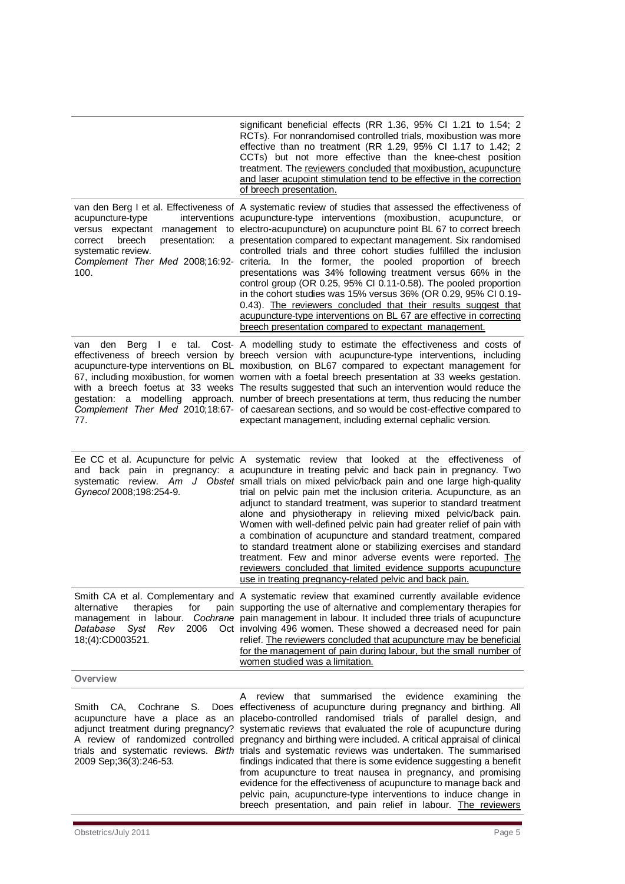| | |
|---|---|
| | significant beneficial effects (RR 1.36, 95% CI 1.21 to 1.54; 2 RCTs). For nonrandomised controlled trials, moxibustion was more effective than no treatment (RR 1.29, 95% CI 1.17 to 1.42; 2 CCTs) but not more effective than the knee-chest position treatment. The <u>reviewers concluded that moxibustion, acupuncture and laser acupoint stimulation tend to be effective in the correction of breech presentation.</u> |
| van den Berg I et al. Effectiveness of acupuncture-type interventions versus expectant management to correct breech presentation: a systematic review. *Complement Ther Med* 2008;16:92-100. | A systematic review of studies that assessed the effectiveness of acupuncture-type interventions (moxibustion, acupuncture, or electro-acupuncture) on acupuncture point BL 67 to correct breech presentation compared to expectant management. Six randomised controlled trials and three cohort studies fulfilled the inclusion criteria. In the former, the pooled proportion of breech presentations was 34% following treatment versus 66% in the control group (OR 0.25, 95% CI 0.11-0.58). The pooled proportion in the cohort studies was 15% versus 36% (OR 0.29, 95% CI 0.19-0.43). <u>The reviewers concluded that their results suggest that acupuncture-type interventions on BL 67 are effective in correcting breech presentation compared to expectant management.</u> |
| van den Berg I e tal. Cost-effectiveness of breech version by acupuncture-type interventions on BL 67, including moxibustion, for women with a breech foetus at 33 weeks gestation: a modelling approach. *Complement Ther Med* 2010;18:67-77. | A modelling study to estimate the effectiveness and costs of breech version with acupuncture-type interventions, including moxibustion, on BL67 compared to expectant management for women with a foetal breech presentation at 33 weeks gestation. The results suggested that such an intervention would reduce the number of breech presentations at term, thus reducing the number of caesarean sections, and so would be cost-effective compared to expectant management, including external cephalic version. |
| Ee CC et al. Acupuncture for pelvic and back pain in pregnancy: a systematic review. *Am J Obstet Gynecol* 2008;198:254-9. | A systematic review that looked at the effectiveness of acupuncture in treating pelvic and back pain in pregnancy. Two small trials on mixed pelvic/back pain and one large high-quality trial on pelvic pain met the inclusion criteria. Acupuncture, as an adjunct to standard treatment, was superior to standard treatment alone and physiotherapy in relieving mixed pelvic/back pain. Women with well-defined pelvic pain had greater relief of pain with a combination of acupuncture and standard treatment, compared to standard treatment alone or stabilizing exercises and standard treatment. Few and minor adverse events were reported. <u>The reviewers concluded that limited evidence supports acupuncture use in treating pregnancy-related pelvic and back pain.</u> |
| Smith CA et al. Complementary and alternative therapies for pain management in labour. *Cochrane Database Syst Rev* 2006 Oct 18;(4):CD003521. | A systematic review that examined currently available evidence supporting the use of alternative and complementary therapies for pain management in labour. It included three trials of acupuncture involving 496 women. These showed a decreased need for pain relief. <u>The reviewers concluded that acupuncture may be beneficial for the management of pain during labour, but the small number of women studied was a limitation.</u> |
| **Overview** | |
| Smith CA, Cochrane S. Does acupuncture have a place as an adjunct treatment during pregnancy? A review of randomized controlled trials and systematic reviews. *Birth* 2009 Sep;36(3):246-53. | A review that summarised the evidence examining the effectiveness of acupuncture during pregnancy and birthing. All placebo-controlled randomised trials of parallel design, and systematic reviews that evaluated the role of acupuncture during pregnancy and birthing were included. A critical appraisal of clinical trials and systematic reviews was undertaken. The summarised findings indicated that there is some evidence suggesting a benefit from acupuncture to treat nausea in pregnancy, and promising evidence for the effectiveness of acupuncture to manage back and pelvic pain, acupuncture-type interventions to induce change in breech presentation, and pain relief in labour. <u>The reviewers</u> |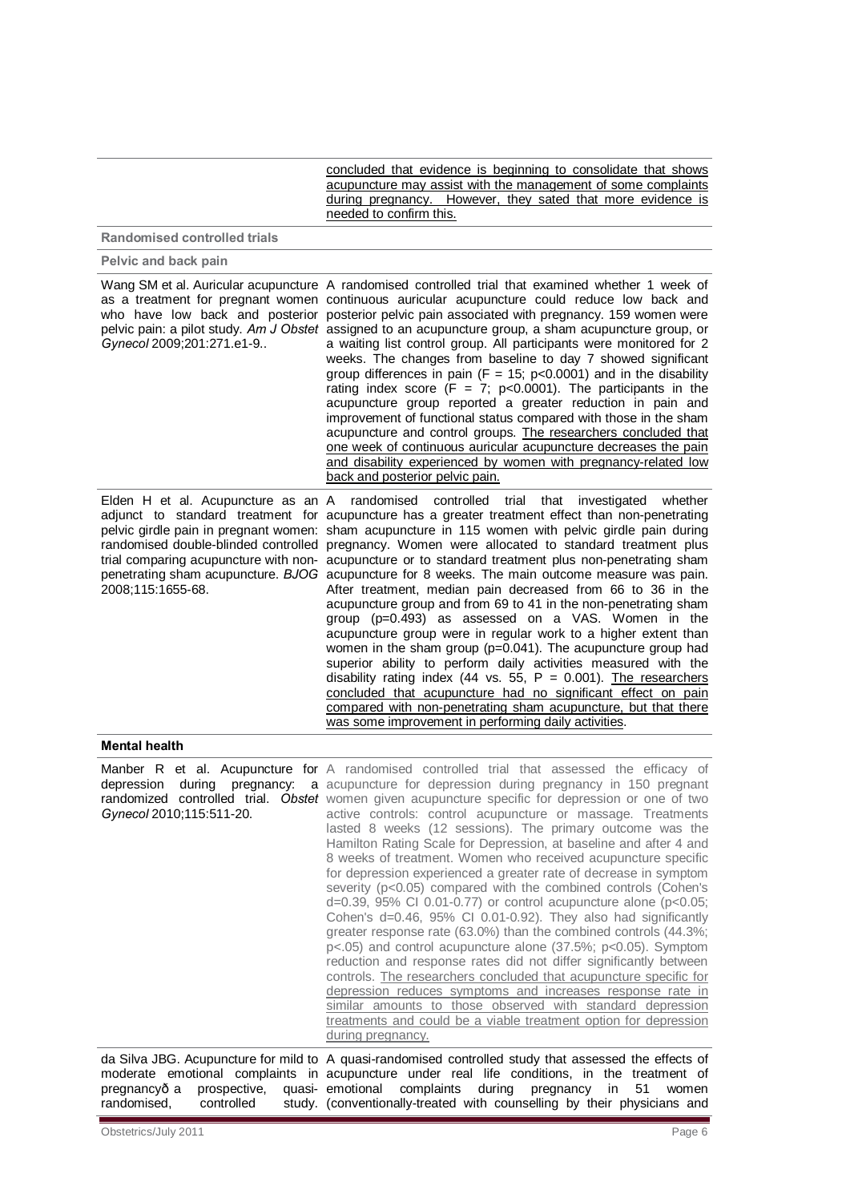| | |
|---|---|
| | <u>concluded that evidence is beginning to consolidate that shows acupuncture may assist with the management of some complaints during pregnancy. However, they sated that more evidence is needed to confirm this.</u> |
| **Randomised controlled trials** | |
| **Pelvic and back pain** | |
| Wang SM et al. Auricular acupuncture as a treatment for pregnant women who have low back and posterior pelvic pain: a pilot study. *Am J Obstet Gynecol* 2009;201:271.e1-9.. | A randomised controlled trial that examined whether 1 week of continuous auricular acupuncture could reduce low back and posterior pelvic pain associated with pregnancy. 159 women were assigned to an acupuncture group, a sham acupuncture group, or a waiting list control group. All participants were monitored for 2 weeks. The changes from baseline to day 7 showed significant group differences in pain ($F = 15$; $p<0.0001$) and in the disability rating index score ($F = 7$; $p<0.0001$). The participants in the acupuncture group reported a greater reduction in pain and improvement of functional status compared with those in the sham acupuncture and control groups. <u>The researchers concluded that one week of continuous auricular acupuncture decreases the pain and disability experienced by women with pregnancy-related low back and posterior pelvic pain.</u> |
| Elden H et al. Acupuncture as an adjunct to standard treatment for pelvic girdle pain in pregnant women: randomised double-blinded controlled trial comparing acupuncture with non-penetrating sham acupuncture. *BJOG* 2008;115:1655-68. | A randomised controlled trial that investigated whether acupuncture has a greater treatment effect than non-penetrating sham acupuncture in 115 women with pelvic girdle pain during pregnancy. Women were allocated to standard treatment plus acupuncture or to standard treatment plus non-penetrating sham acupuncture for 8 weeks. The main outcome measure was pain. After treatment, median pain decreased from 66 to 36 in the acupuncture group and from 69 to 41 in the non-penetrating sham group ($p=0.493$) as assessed on a VAS. Women in the acupuncture group were in regular work to a higher extent than women in the sham group ($p=0.041$). The acupuncture group had superior ability to perform daily activities measured with the disability rating index (44 vs. 55, $P = 0.001$). <u>The researchers concluded that acupuncture had no significant effect on pain compared with non-penetrating sham acupuncture, but that there was some improvement in performing daily activities</u>. |
| **Mental health** | |
| Manber R et al. Acupuncture for depression during pregnancy: a randomized controlled trial. *Obstet Gynecol* 2010;115:511-20. | A randomised controlled trial that assessed the efficacy of acupuncture for depression during pregnancy in 150 pregnant women given acupuncture specific for depression or one of two active controls: control acupuncture or massage. Treatments lasted 8 weeks (12 sessions). The primary outcome was the Hamilton Rating Scale for Depression, at baseline and after 4 and 8 weeks of treatment. Women who received acupuncture specific for depression experienced a greater rate of decrease in symptom severity ($p<0.05$) compared with the combined controls (Cohen's $d=0.39$, 95% CI 0.01-0.77) or control acupuncture alone ($p<0.05$; Cohen's $d=0.46$, 95% CI 0.01-0.92). They also had significantly greater response rate (63.0%) than the combined controls (44.3%; $p<.05$) and control acupuncture alone (37.5%; $p<0.05$). Symptom reduction and response rates did not differ significantly between controls. <u>The researchers concluded that acupuncture specific for depression reduces symptoms and increases response rate in similar amounts to those observed with standard depression treatments and could be a viable treatment option for depression during pregnancy.</u> |
| da Silva JBG. Acupuncture for mild to moderate emotional complaints in pregnancyð a prospective, quasi-randomised, controlled study. | A quasi-randomised controlled study that assessed the effects of acupuncture under real life conditions, in the treatment of emotional complaints during pregnancy in 51 women (conventionally-treated with counselling by their physicians and |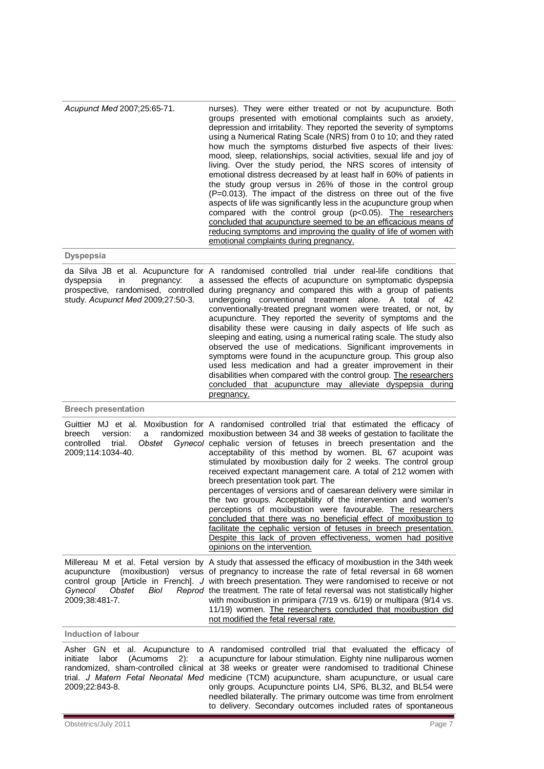| | |
|---|---|
| *Acupunct Med* 2007;25:65-71. | nurses). They were either treated or not by acupuncture. Both groups presented with emotional complaints such as anxiety, depression and irritability. They reported the severity of symptoms using a Numerical Rating Scale (NRS) from 0 to 10; and they rated how much the symptoms disturbed five aspects of their lives: mood, sleep, relationships, social activities, sexual life and joy of living. Over the study period, the NRS scores of intensity of emotional distress decreased by at least half in 60% of patients in the study group versus in 26% of those in the control group (P=0.013). The impact of the distress on three out of the five aspects of life was significantly less in the acupuncture group when compared with the control group (p<0.05). <u>The researchers concluded that acupuncture seemed to be an efficacious means of reducing symptoms and improving the quality of life of women with emotional complaints during pregnancy.</u> |
| **Dyspepsia** | |
| da Silva JB et al. Acupuncture for dyspepsia in pregnancy: a prospective, randomised, controlled study. *Acupunct Med* 2009;27:50-3. | A randomised controlled trial under real-life conditions that assessed the effects of acupuncture on symptomatic dyspepsia during pregnancy and compared this with a group of patients undergoing conventional treatment alone. A total of 42 conventionally-treated pregnant women were treated, or not, by acupuncture. They reported the severity of symptoms and the disability these were causing in daily aspects of life such as sleeping and eating, using a numerical rating scale. The study also observed the use of medications. Significant improvements in symptoms were found in the acupuncture group. This group also used less medication and had a greater improvement in their disabilities when compared with the control group. <u>The researchers concluded that acupuncture may alleviate dyspepsia during pregnancy.</u> |
| **Breech presentation** | |
| Guittier MJ et al. Moxibustion for breech version: a randomized controlled trial. *Obstet Gynecol* 2009;114:1034-40. | A randomised controlled trial that estimated the efficacy of moxibustion between 34 and 38 weeks of gestation to facilitate the cephalic version of fetuses in breech presentation and the acceptability of this method by women. BL 67 acupoint was stimulated by moxibustion daily for 2 weeks. The control group received expectant management care. A total of 212 women with breech presentation took part. The percentages of versions and of caesarean delivery were similar in the two groups. Acceptability of the intervention and women's perceptions of moxibustion were favourable. <u>The researchers concluded that there was no beneficial effect of moxibustion to facilitate the cephalic version of fetuses in breech presentation. Despite this lack of proven effectiveness, women had positive opinions on the intervention.</u> |
| Millereau M et al. Fetal version by acupuncture (moxibustion) versus control group [Article in French]. *J Gynecol Obstet Biol Reprod* 2009;38:481-7. | A study that assessed the efficacy of moxibustion in the 34th week of pregnancy to increase the rate of fetal reversal in 68 women with breech presentation. They were randomised to receive or not the treatment. The rate of fetal reversal was not statistically higher with moxibustion in primipara (7/19 vs. 6/19) or multipara (9/14 vs. 11/19) women. <u>The researchers concluded that moxibustion did not modified the fetal reversal rate.</u> |
| **Induction of labour** | |
| Asher GN et al. Acupuncture to initiate labor (Acumoms 2): a randomized, sham-controlled clinical trial. *J Matern Fetal Neonatal Med* 2009;22:843-8. | A randomised controlled trial that evaluated the efficacy of acupuncture for labour stimulation. Eighty nine nulliparous women at 38 weeks or greater were randomised to traditional Chinese medicine (TCM) acupuncture, sham acupuncture, or usual care only groups. Acupuncture points LI4, SP6, BL32, and BL54 were needled bilaterally. The primary outcome was time from enrolment to delivery. Secondary outcomes included rates of spontaneous |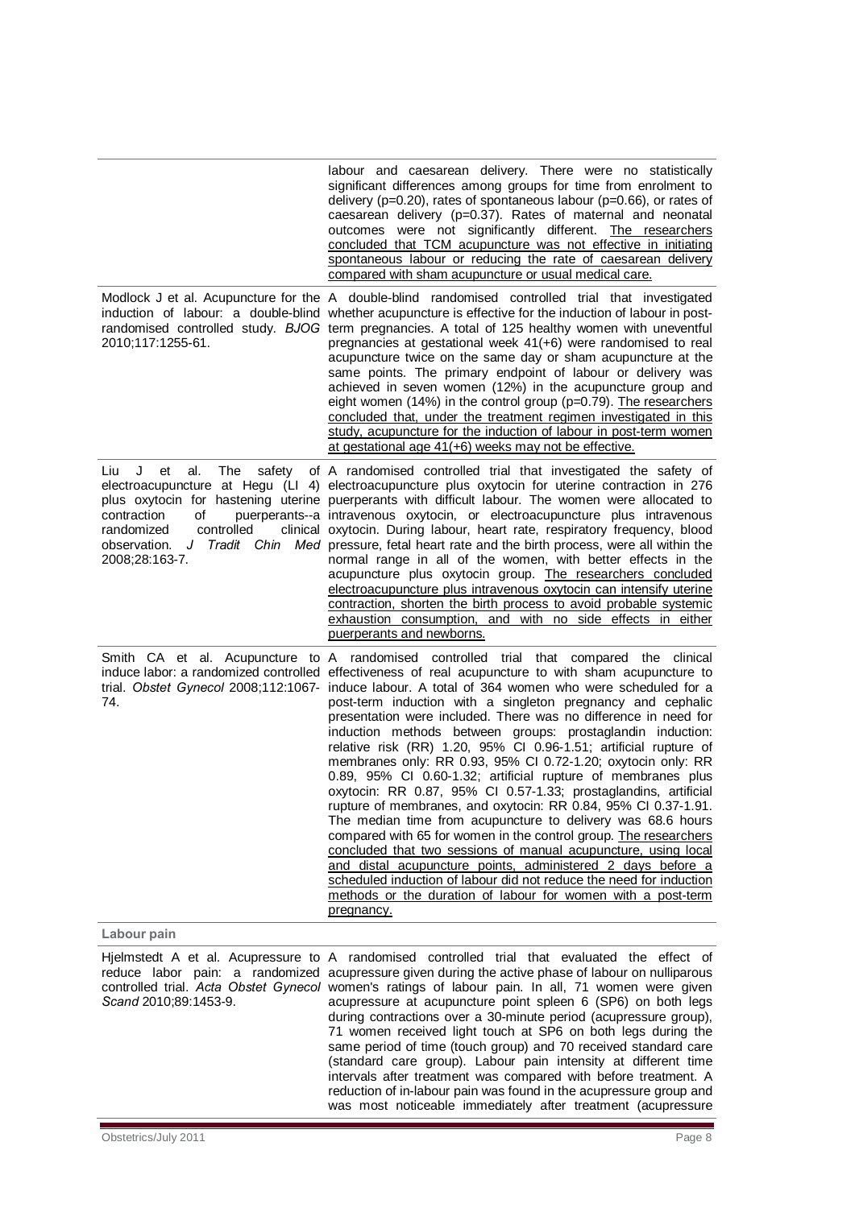| | |
|---|---|
| | labour and caesarean delivery. There were no statistically significant differences among groups for time from enrolment to delivery (p=0.20), rates of spontaneous labour (p=0.66), or rates of caesarean delivery (p=0.37). Rates of maternal and neonatal outcomes were not significantly different. The researchers concluded that TCM acupuncture was not effective in initiating spontaneous labour or reducing the rate of caesarean delivery compared with sham acupuncture or usual medical care. |
| Modlock J et al. Acupuncture for the induction of labour: a double-blind randomised controlled study. *BJOG* 2010;117:1255-61. | A double-blind randomised controlled trial that investigated whether acupuncture is effective for the induction of labour in post-term pregnancies. A total of 125 healthy women with uneventful pregnancies at gestational week 41(+6) were randomised to real acupuncture twice on the same day or sham acupuncture at the same points. The primary endpoint of labour or delivery was achieved in seven women (12%) in the acupuncture group and eight women (14%) in the control group (p=0.79). The researchers concluded that, under the treatment regimen investigated in this study, acupuncture for the induction of labour in post-term women at gestational age 41(+6) weeks may not be effective. |
| Liu J et al. The safety of electroacupuncture at Hegu (LI 4) plus oxytocin for hastening uterine contraction of puerperants--a randomized controlled clinical observation. *J Tradit Chin Med* 2008;28:163-7. | A randomised controlled trial that investigated the safety of electroacupuncture plus oxytocin for uterine contraction in 276 puerperants with difficult labour. The women were allocated to intravenous oxytocin, or electroacupuncture plus intravenous oxytocin. During labour, heart rate, respiratory frequency, blood pressure, fetal heart rate and the birth process, were all within the normal range in all of the women, with better effects in the acupuncture plus oxytocin group. The researchers concluded electroacupuncture plus intravenous oxytocin can intensify uterine contraction, shorten the birth process to avoid probable systemic exhaustion consumption, and with no side effects in either puerperants and newborns. |
| Smith CA et al. Acupuncture to induce labor: a randomized controlled trial. *Obstet Gynecol* 2008;112:1067-74. | A randomised controlled trial that compared the clinical effectiveness of real acupuncture to with sham acupuncture to induce labour. A total of 364 women who were scheduled for a post-term induction with a singleton pregnancy and cephalic presentation were included. There was no difference in need for induction methods between groups: prostaglandin induction: relative risk (RR) 1.20, 95% CI 0.96-1.51; artificial rupture of membranes only: RR 0.93, 95% CI 0.72-1.20; oxytocin only: RR 0.89, 95% CI 0.60-1.32; artificial rupture of membranes plus oxytocin: RR 0.87, 95% CI 0.57-1.33; prostaglandins, artificial rupture of membranes, and oxytocin: RR 0.84, 95% CI 0.37-1.91. The median time from acupuncture to delivery was 68.6 hours compared with 65 for women in the control group. The researchers concluded that two sessions of manual acupuncture, using local and distal acupuncture points, administered 2 days before a scheduled induction of labour did not reduce the need for induction methods or the duration of labour for women with a post-term pregnancy. |
| **Labour pain** | |
| Hjelmstedt A et al. Acupressure to reduce labor pain: a randomized controlled trial. *Acta Obstet Gynecol Scand* 2010;89:1453-9. | A randomised controlled trial that evaluated the effect of acupressure given during the active phase of labour on nulliparous women's ratings of labour pain. In all, 71 women were given acupressure at acupuncture point spleen 6 (SP6) on both legs during contractions over a 30-minute period (acupressure group), 71 women received light touch at SP6 on both legs during the same period of time (touch group) and 70 received standard care (standard care group). Labour pain intensity at different time intervals after treatment was compared with before treatment. A reduction of in-labour pain was found in the acupressure group and was most noticeable immediately after treatment (acupressure |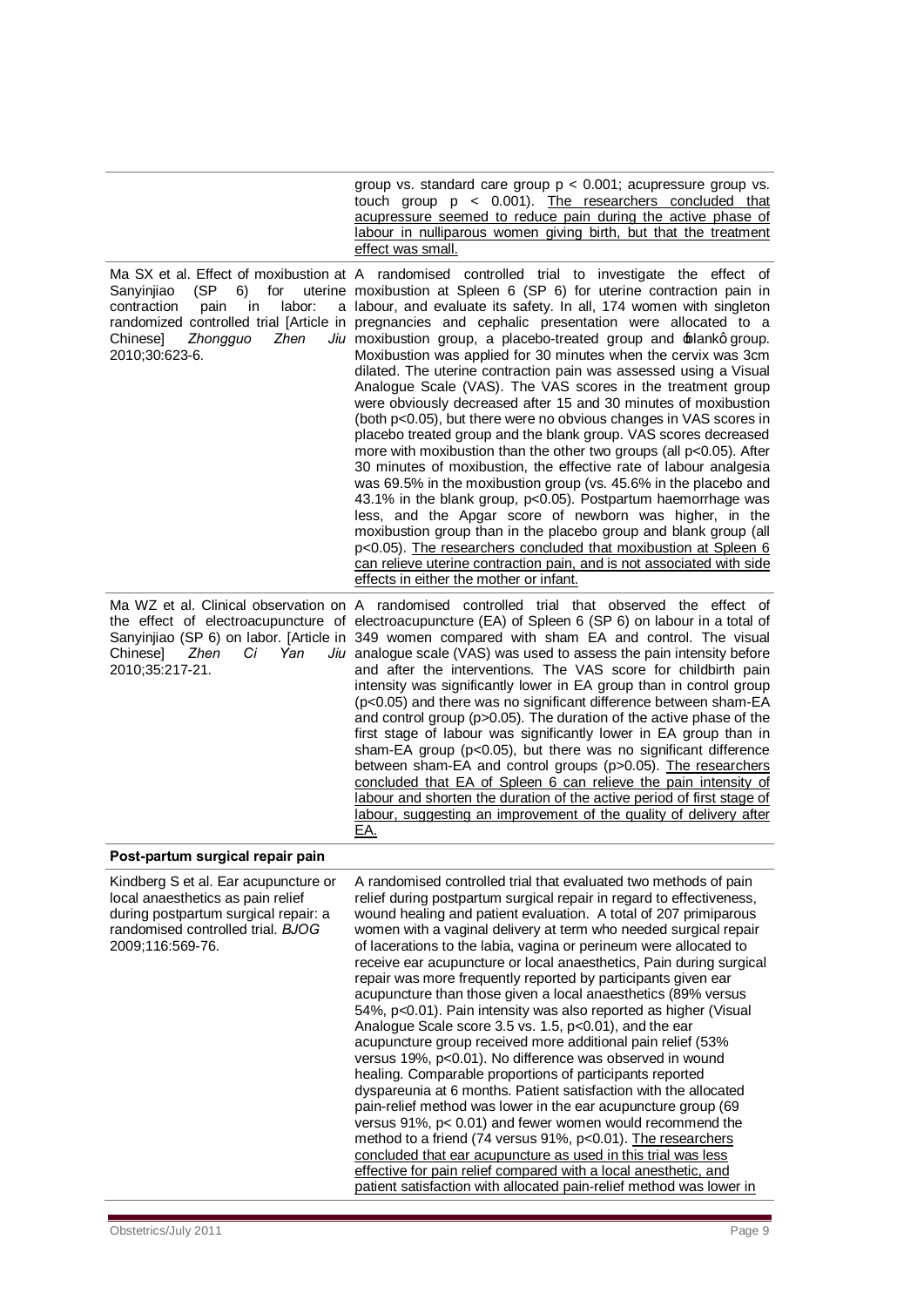| | |
|---|---|
| | group vs. standard care group $p < 0.001$; acupressure group vs. touch group $p < 0.001$). The researchers concluded that acupressure seemed to reduce pain during the active phase of labour in nulliparous women giving birth, but that the treatment effect was small. |
| Ma SX et al. Effect of moxibustion at Sanyinjiao (SP 6) for uterine contraction pain in labor: a randomized controlled trial [Article in Chinese] *Zhongguo Zhen Jiu* 2010;30:623-6. | A randomised controlled trial to investigate the effect of moxibustion at Spleen 6 (SP 6) for uterine contraction pain in labour, and evaluate its safety. In all, 174 women with singleton pregnancies and cephalic presentation were allocated to a moxibustion group, a placebo-treated group and 'blank' group. Moxibustion was applied for 30 minutes when the cervix was 3cm dilated. The uterine contraction pain was assessed using a Visual Analogue Scale (VAS). The VAS scores in the treatment group were obviously decreased after 15 and 30 minutes of moxibustion (both $p<0.05$), but there were no obvious changes in VAS scores in placebo treated group and the blank group. VAS scores decreased more with moxibustion than the other two groups (all $p<0.05$). After 30 minutes of moxibustion, the effective rate of labour analgesia was 69.5% in the moxibustion group (vs. 45.6% in the placebo and 43.1% in the blank group, $p<0.05$). Postpartum haemorrhage was less, and the Apgar score of newborn was higher, in the moxibustion group than in the placebo group and blank group (all $p<0.05$). The researchers concluded that moxibustion at Spleen 6 can relieve uterine contraction pain, and is not associated with side effects in either the mother or infant. |
| Ma WZ et al. Clinical observation on the effect of electroacupuncture of Sanyinjiao (SP 6) on labor. [Article in Chinese] *Zhen Ci Yan Jiu* 2010;35:217-21. | A randomised controlled trial that observed the effect of electroacupuncture (EA) of Spleen 6 (SP 6) on labour in a total of 349 women compared with sham EA and control. The visual analogue scale (VAS) was used to assess the pain intensity before and after the interventions. The VAS score for childbirth pain intensity was significantly lower in EA group than in control group ($p<0.05$) and there was no significant difference between sham-EA and control group ($p>0.05$). The duration of the active phase of the first stage of labour was significantly lower in EA group than in sham-EA group ($p<0.05$), but there was no significant difference between sham-EA and control groups ($p>0.05$). The researchers concluded that EA of Spleen 6 can relieve the pain intensity of labour and shorten the duration of the active period of first stage of labour, suggesting an improvement of the quality of delivery after EA. |
| **Post-partum surgical repair pain** | |
| Kindberg S et al. Ear acupuncture or local anaesthetics as pain relief during postpartum surgical repair: a randomised controlled trial. *BJOG* 2009;116:569-76. | A randomised controlled trial that evaluated two methods of pain relief during postpartum surgical repair in regard to effectiveness, wound healing and patient evaluation. A total of 207 primiparous women with a vaginal delivery at term who needed surgical repair of lacerations to the labia, vagina or perineum were allocated to receive ear acupuncture or local anaesthetics, Pain during surgical repair was more frequently reported by participants given ear acupuncture than those given a local anaesthetics (89% versus 54%, $p<0.01$). Pain intensity was also reported as higher (Visual Analogue Scale score 3.5 vs. 1.5, $p<0.01$), and the ear acupuncture group received more additional pain relief (53% versus 19%, $p<0.01$). No difference was observed in wound healing. Comparable proportions of participants reported dyspareunia at 6 months. Patient satisfaction with the allocated pain-relief method was lower in the ear acupuncture group (69 versus 91%, $p< 0.01$) and fewer women would recommend the method to a friend (74 versus 91%, $p<0.01$). The researchers concluded that ear acupuncture as used in this trial was less effective for pain relief compared with a local anesthetic, and patient satisfaction with allocated pain-relief method was lower in |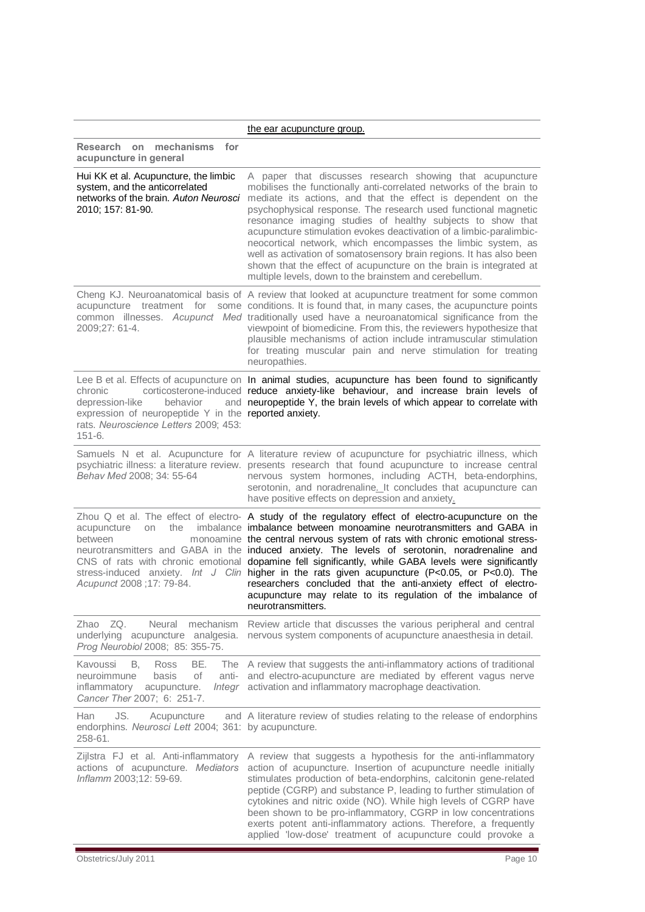| | |
|---|---|
| | the ear acupuncture group. |
| **Research on mechanisms for acupuncture in general** | |
| Hui KK et al. Acupuncture, the limbic system, and the anticorrelated networks of the brain. *Auton Neurosci* 2010; 157: 81-90. | A paper that discusses research showing that acupuncture mobilises the functionally anti-correlated networks of the brain to mediate its actions, and that the effect is dependent on the psychophysical response. The research used functional magnetic resonance imaging studies of healthy subjects to show that acupuncture stimulation evokes deactivation of a limbic-paralimbic-neocortical network, which encompasses the limbic system, as well as activation of somatosensory brain regions. It has also been shown that the effect of acupuncture on the brain is integrated at multiple levels, down to the brainstem and cerebellum. |
| Cheng KJ. Neuroanatomical basis of acupuncture treatment for some common illnesses. *Acupunct Med* 2009;27: 61-4. | A review that looked at acupuncture treatment for some common conditions. It is found that, in many cases, the acupuncture points traditionally used have a neuroanatomical significance from the viewpoint of biomedicine. From this, the reviewers hypothesize that plausible mechanisms of action include intramuscular stimulation for treating muscular pain and nerve stimulation for treating neuropathies. |
| Lee B et al. Effects of acupuncture on chronic corticosterone-induced depression-like behavior and expression of neuropeptide Y in the rats. *Neuroscience Letters* 2009; 453: 151-6. | In animal studies, acupuncture has been found to significantly reduce anxiety-like behaviour, and increase brain levels of neuropeptide Y, the brain levels of which appear to correlate with reported anxiety. |
| Samuels N et al. Acupuncture for psychiatric illness: a literature review. *Behav Med* 2008; 34: 55-64 | A literature review of acupuncture for psychiatric illness, which presents research that found acupuncture to increase central nervous system hormones, including ACTH, beta-endorphins, serotonin, and noradrenaline. It concludes that acupuncture can have positive effects on depression and anxiety. |
| Zhou Q et al. The effect of electro-acupuncture on the imbalance between monoamine neurotransmitters and GABA in the CNS of rats with chronic emotional stress-induced anxiety. *Int J Clin Acupunct* 2008 ;17: 79-84. | A study of the regulatory effect of electro-acupuncture on the imbalance between monoamine neurotransmitters and GABA in the central nervous system of rats with chronic emotional stress-induced anxiety. The levels of serotonin, noradrenaline and dopamine fell significantly, while GABA levels were significantly higher in the rats given acupuncture (P<0.05, or P<0.0). The researchers concluded that the anti-anxiety effect of electro-acupuncture may relate to its regulation of the imbalance of neurotransmitters. |
| Zhao ZQ. Neural mechanism underlying acupuncture analgesia. *Prog Neurobiol* 2008; 85: 355-75. | Review article that discusses the various peripheral and central nervous system components of acupuncture anaesthesia in detail. |
| Kavoussi B, Ross BE. The neuroimmune basis of anti-inflammatory acupuncture. *Integr Cancer Ther* 2007; 6: 251-7. | A review that suggests the anti-inflammatory actions of traditional and electro-acupuncture are mediated by efferent vagus nerve activation and inflammatory macrophage deactivation. |
| Han JS. Acupuncture and endorphins. *Neurosci Lett* 2004; 361: 258-61. | A literature review of studies relating to the release of endorphins by acupuncture. |
| Zijlstra FJ et al. Anti-inflammatory actions of acupuncture. *Mediators Inflamm* 2003;12: 59-69. | A review that suggests a hypothesis for the anti-inflammatory action of acupuncture. Insertion of acupuncture needle initially stimulates production of beta-endorphins, calcitonin gene-related peptide (CGRP) and substance P, leading to further stimulation of cytokines and nitric oxide (NO). While high levels of CGRP have been shown to be pro-inflammatory, CGRP in low concentrations exerts potent anti-inflammatory actions. Therefore, a frequently applied 'low-dose' treatment of acupuncture could provoke a |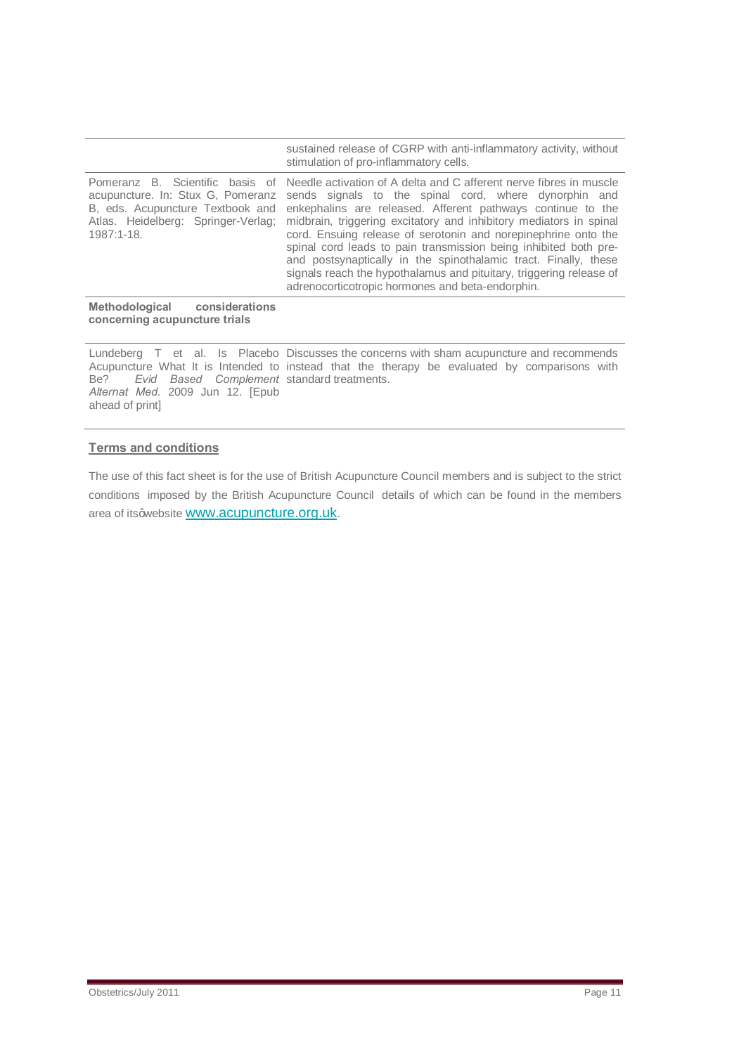| | |
|---|---|
| | sustained release of CGRP with anti-inflammatory activity, without stimulation of pro-inflammatory cells. |
| Pomeranz B. Scientific basis of acupuncture. In: Stux G, Pomeranz B, eds. Acupuncture Textbook and Atlas. Heidelberg: Springer-Verlag; 1987:1-18. | Needle activation of A delta and C afferent nerve fibres in muscle sends signals to the spinal cord, where dynorphin and enkephalins are released. Afferent pathways continue to the midbrain, triggering excitatory and inhibitory mediators in spinal cord. Ensuing release of serotonin and norepinephrine onto the spinal cord leads to pain transmission being inhibited both pre- and postsynaptically in the spinothalamic tract. Finally, these signals reach the hypothalamus and pituitary, triggering release of adrenocorticotropic hormones and beta-endorphin. |
| **Methodological considerations concerning acupuncture trials** | |
| Lundeberg T et al. Is Placebo Acupuncture What It is Intended to Be? *Evid Based Complement Alternat Med*. 2009 Jun 12. [Epub ahead of print] | Discusses the concerns with sham acupuncture and recommends instead that the therapy be evaluated by comparisons with standard treatments. |

## Terms and conditions

The use of this fact sheet is for the use of British Acupuncture Council members and is subject to the strict conditions imposed by the British Acupuncture Council details of which can be found in the members area of its website www.acupuncture.org.uk.